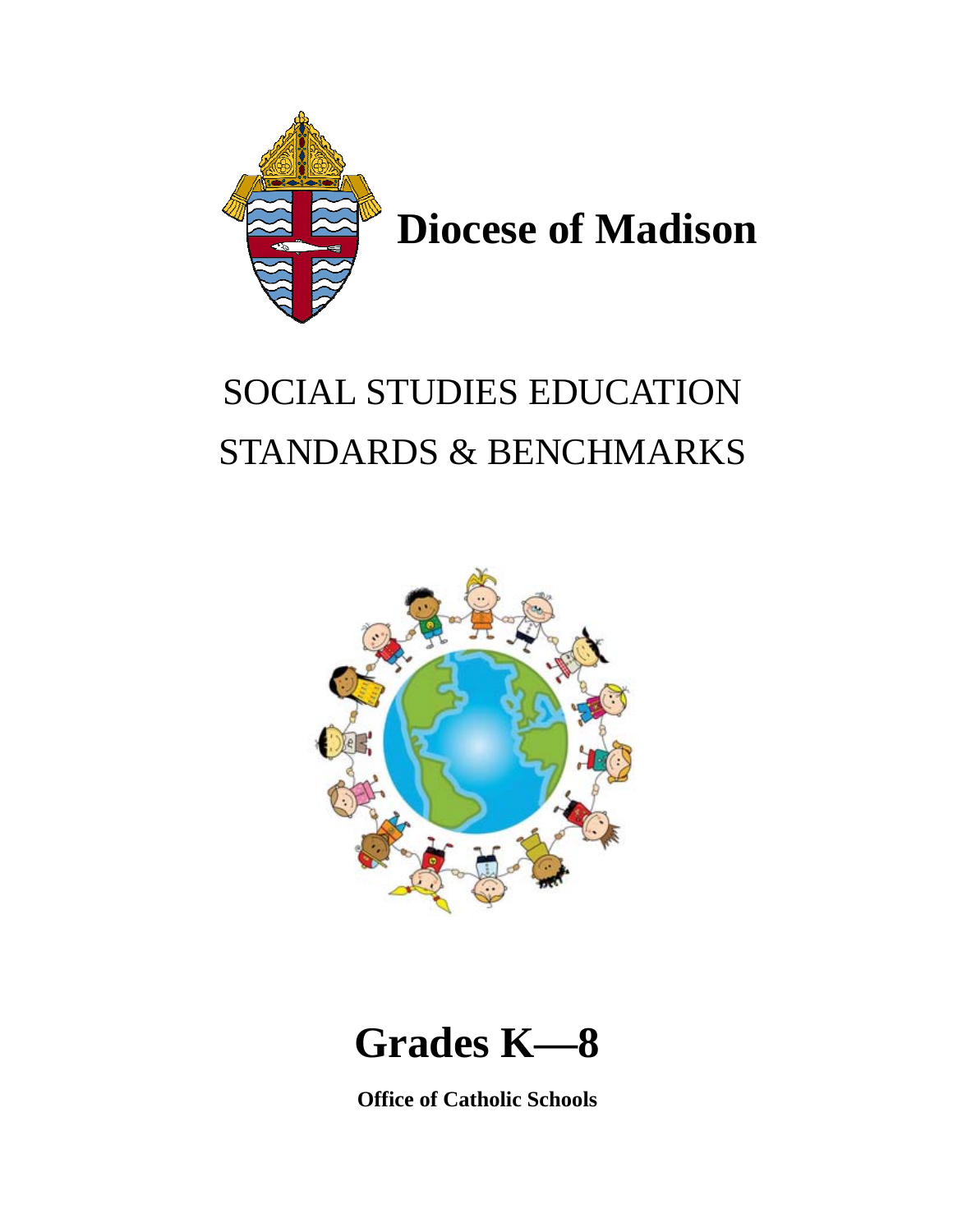# Diocese of Madison

## SOCIAL STUDIES EDUCATION STANDARDS & BENCHMARKS

# Grades K—8

**Office of Catholic Schools**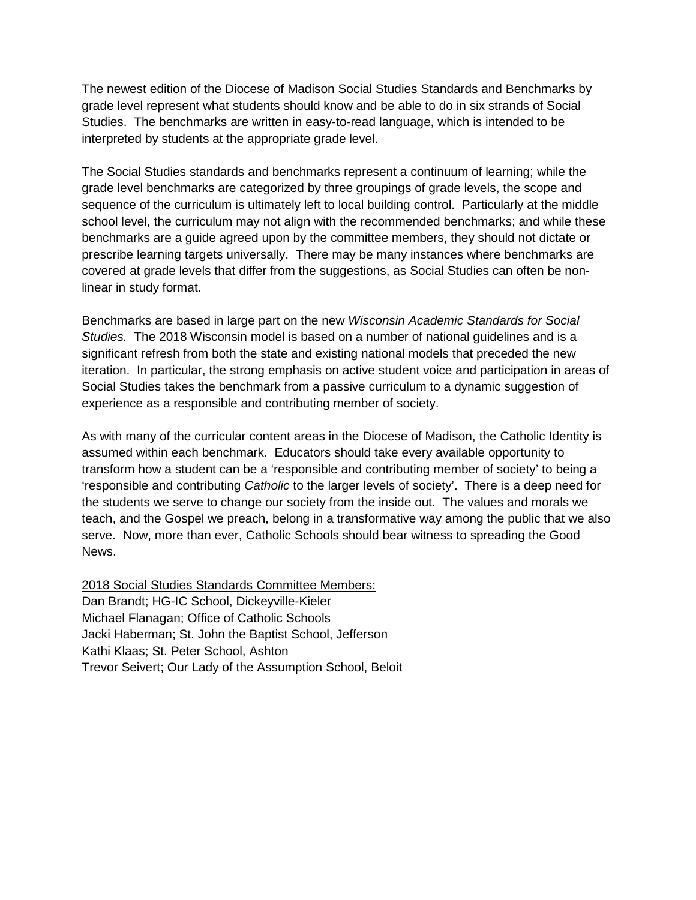The newest edition of the Diocese of Madison Social Studies Standards and Benchmarks by grade level represent what students should know and be able to do in six strands of Social Studies. The benchmarks are written in easy-to-read language, which is intended to be interpreted by students at the appropriate grade level.

The Social Studies standards and benchmarks represent a continuum of learning; while the grade level benchmarks are categorized by three groupings of grade levels, the scope and sequence of the curriculum is ultimately left to local building control. Particularly at the middle school level, the curriculum may not align with the recommended benchmarks; and while these benchmarks are a guide agreed upon by the committee members, they should not dictate or prescribe learning targets universally. There may be many instances where benchmarks are covered at grade levels that differ from the suggestions, as Social Studies can often be non-linear in study format.

Benchmarks are based in large part on the new *Wisconsin Academic Standards for Social Studies.* The 2018 Wisconsin model is based on a number of national guidelines and is a significant refresh from both the state and existing national models that preceded the new iteration. In particular, the strong emphasis on active student voice and participation in areas of Social Studies takes the benchmark from a passive curriculum to a dynamic suggestion of experience as a responsible and contributing member of society.

As with many of the curricular content areas in the Diocese of Madison, the Catholic Identity is assumed within each benchmark. Educators should take every available opportunity to transform how a student can be a 'responsible and contributing member of society' to being a 'responsible and contributing *Catholic* to the larger levels of society'. There is a deep need for the students we serve to change our society from the inside out. The values and morals we teach, and the Gospel we preach, belong in a transformative way among the public that we also serve. Now, more than ever, Catholic Schools should bear witness to spreading the Good News.

<u>2018 Social Studies Standards Committee Members:</u>
Dan Brandt; HG-IC School, Dickeyville-Kieler
Michael Flanagan; Office of Catholic Schools
Jacki Haberman; St. John the Baptist School, Jefferson
Kathi Klaas; St. Peter School, Ashton
Trevor Seivert; Our Lady of the Assumption School, Beloit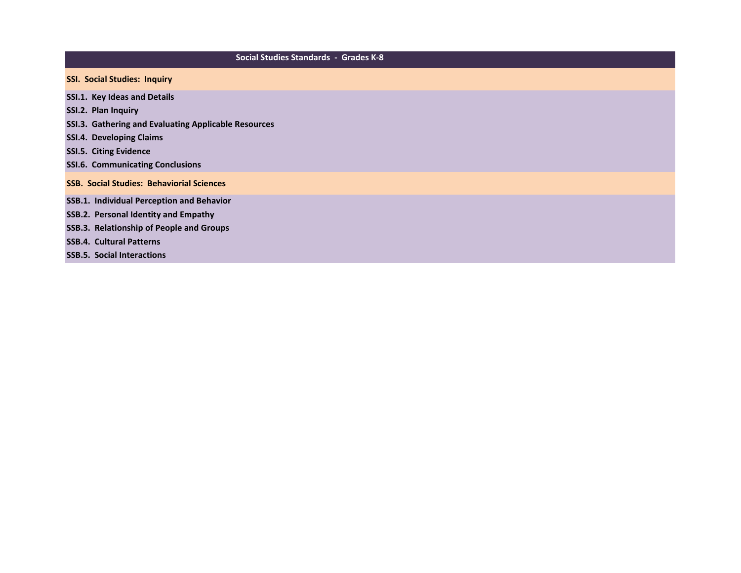# Social Studies Standards - Grades K-8

## SSI. Social Studies: Inquiry

**SSI.1. Key Ideas and Details**

**SSI.2. Plan Inquiry**

**SSI.3. Gathering and Evaluating Applicable Resources**

**SSI.4. Developing Claims**

**SSI.5. Citing Evidence**

**SSI.6. Communicating Conclusions**

## SSB. Social Studies: Behaviorial Sciences

**SSB.1. Individual Perception and Behavior**

**SSB.2. Personal Identity and Empathy**

**SSB.3. Relationship of People and Groups**

**SSB.4. Cultural Patterns**

**SSB.5. Social Interactions**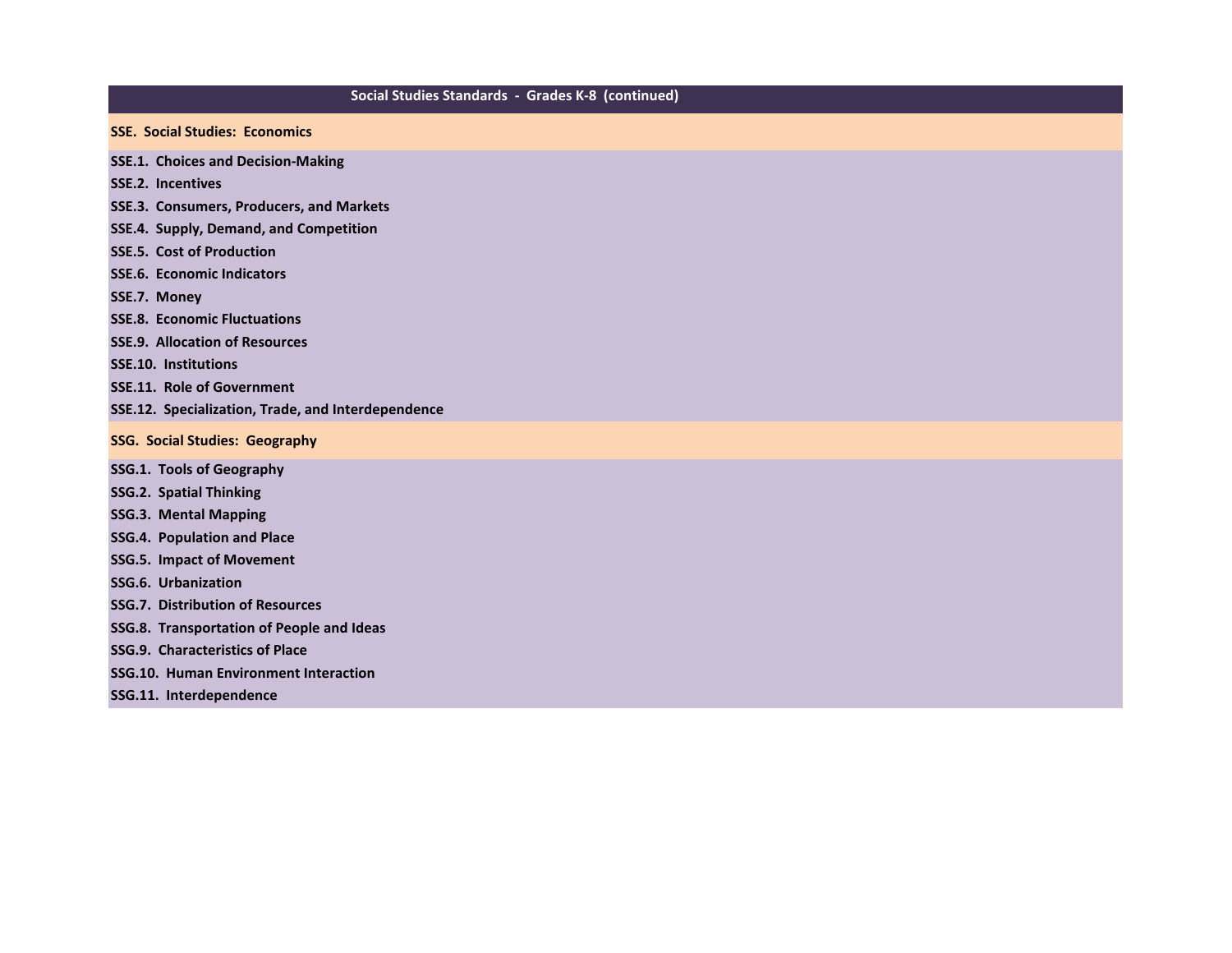# Social Studies Standards - Grades K-8 (continued)

## SSE. Social Studies: Economics

**SSE.1. Choices and Decision-Making**

**SSE.2. Incentives**

**SSE.3. Consumers, Producers, and Markets**

**SSE.4. Supply, Demand, and Competition**

**SSE.5. Cost of Production**

**SSE.6. Economic Indicators**

**SSE.7. Money**

**SSE.8. Economic Fluctuations**

**SSE.9. Allocation of Resources**

**SSE.10. Institutions**

**SSE.11. Role of Government**

**SSE.12. Specialization, Trade, and Interdependence**

## SSG. Social Studies: Geography

**SSG.1. Tools of Geography**

**SSG.2. Spatial Thinking**

**SSG.3. Mental Mapping**

**SSG.4. Population and Place**

**SSG.5. Impact of Movement**

**SSG.6. Urbanization**

**SSG.7. Distribution of Resources**

**SSG.8. Transportation of People and Ideas**

**SSG.9. Characteristics of Place**

**SSG.10. Human Environment Interaction**

**SSG.11. Interdependence**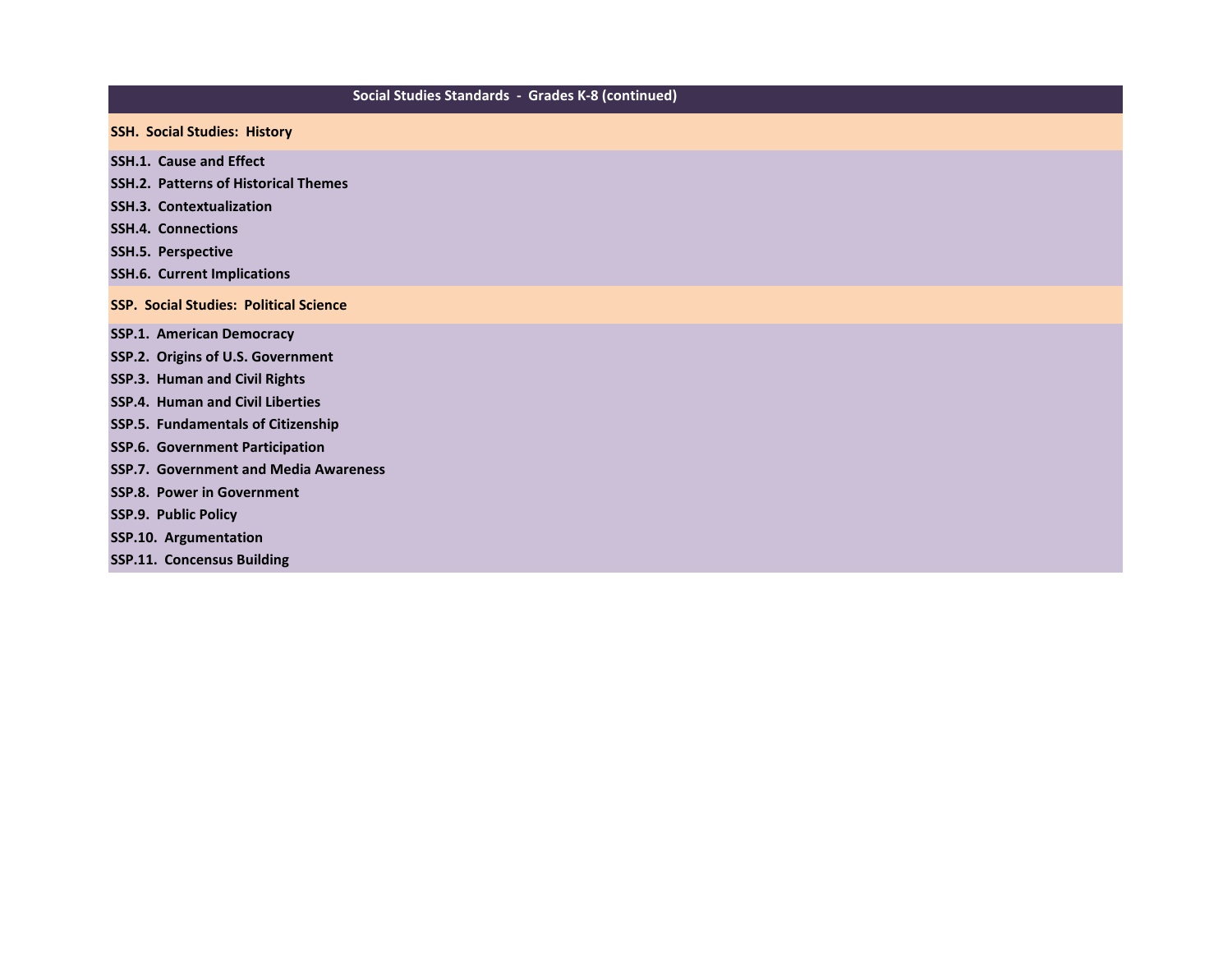# Social Studies Standards - Grades K-8 (continued)

## SSH. Social Studies: History

**SSH.1. Cause and Effect**

**SSH.2. Patterns of Historical Themes**

**SSH.3. Contextualization**

**SSH.4. Connections**

**SSH.5. Perspective**

**SSH.6. Current Implications**

## SSP. Social Studies: Political Science

**SSP.1. American Democracy**

**SSP.2. Origins of U.S. Government**

**SSP.3. Human and Civil Rights**

**SSP.4. Human and Civil Liberties**

**SSP.5. Fundamentals of Citizenship**

**SSP.6. Government Participation**

**SSP.7. Government and Media Awareness**

**SSP.8. Power in Government**

**SSP.9. Public Policy**

**SSP.10. Argumentation**

**SSP.11. Concensus Building**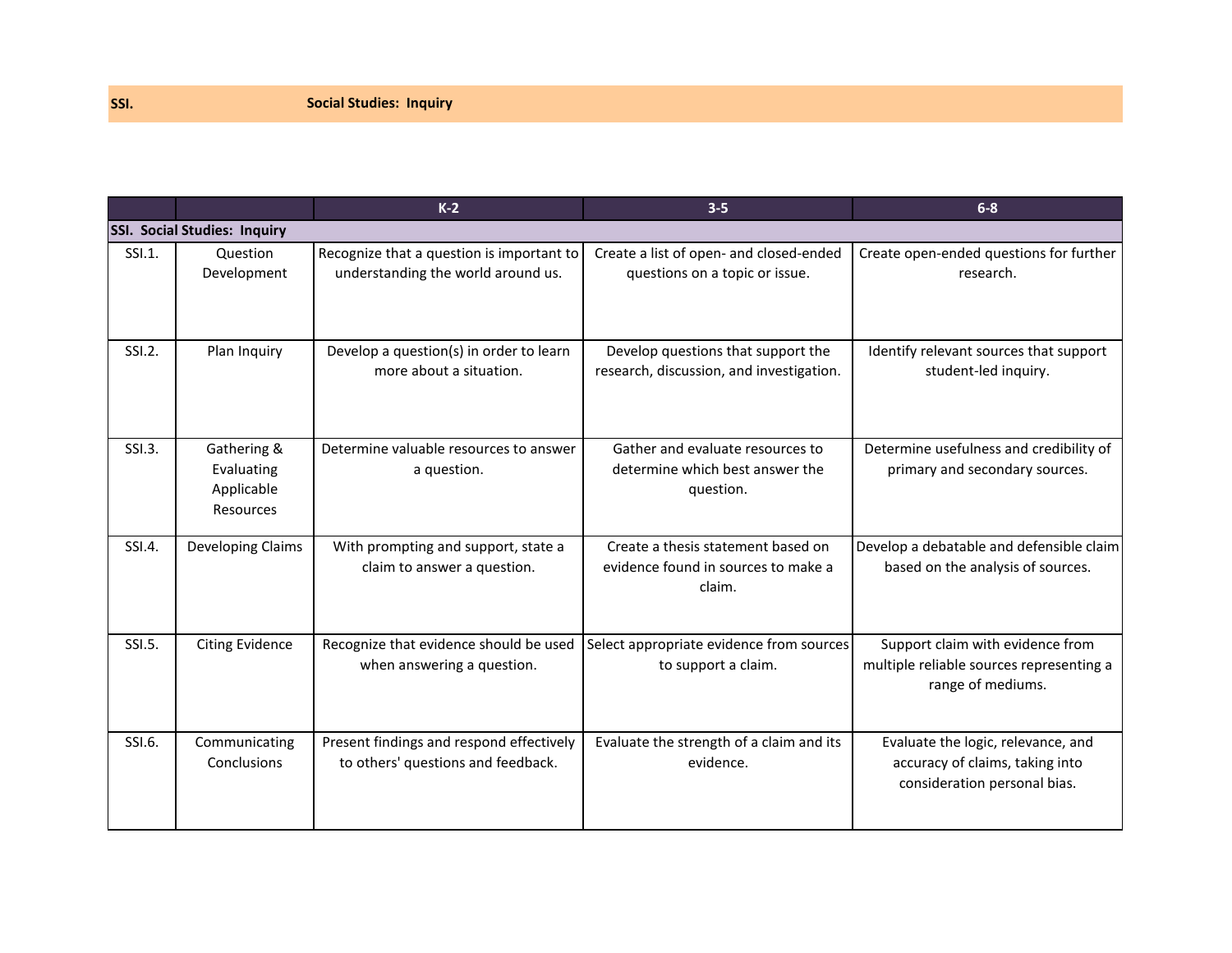**SSI.** **Social Studies: Inquiry**

| | | K-2 | 3-5 | 6-8 |
|---|---|---|---|---|
| **SSI. Social Studies: Inquiry** | | | | |
| SSI.1. | Question Development | Recognize that a question is important to understanding the world around us. | Create a list of open- and closed-ended questions on a topic or issue. | Create open-ended questions for further research. |
| SSI.2. | Plan Inquiry | Develop a question(s) in order to learn more about a situation. | Develop questions that support the research, discussion, and investigation. | Identify relevant sources that support student-led inquiry. |
| SSI.3. | Gathering & Evaluating Applicable Resources | Determine valuable resources to answer a question. | Gather and evaluate resources to determine which best answer the question. | Determine usefulness and credibility of primary and secondary sources. |
| SSI.4. | Developing Claims | With prompting and support, state a claim to answer a question. | Create a thesis statement based on evidence found in sources to make a claim. | Develop a debatable and defensible claim based on the analysis of sources. |
| SSI.5. | Citing Evidence | Recognize that evidence should be used when answering a question. | Select appropriate evidence from sources to support a claim. | Support claim with evidence from multiple reliable sources representing a range of mediums. |
| SSI.6. | Communicating Conclusions | Present findings and respond effectively to others' questions and feedback. | Evaluate the strength of a claim and its evidence. | Evaluate the logic, relevance, and accuracy of claims, taking into consideration personal bias. |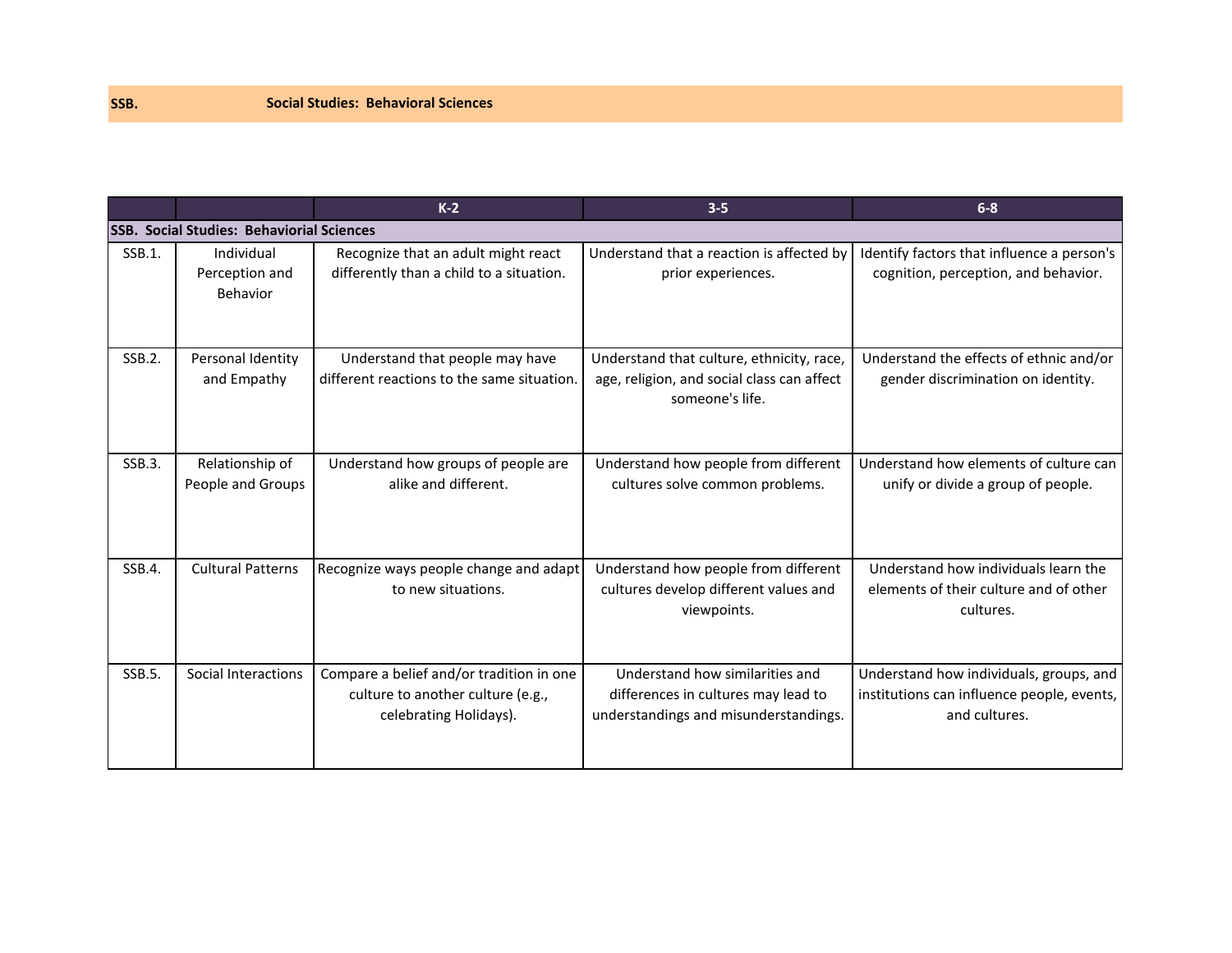**SSB. Social Studies: Behavioral Sciences**

| | | K-2 | 3-5 | 6-8 |
|---|---|---|---|---|
| **SSB. Social Studies: Behaviorial Sciences** | | | | |
| SSB.1. | Individual Perception and Behavior | Recognize that an adult might react differently than a child to a situation. | Understand that a reaction is affected by prior experiences. | Identify factors that influence a person's cognition, perception, and behavior. |
| SSB.2. | Personal Identity and Empathy | Understand that people may have different reactions to the same situation. | Understand that culture, ethnicity, race, age, religion, and social class can affect someone's life. | Understand the effects of ethnic and/or gender discrimination on identity. |
| SSB.3. | Relationship of People and Groups | Understand how groups of people are alike and different. | Understand how people from different cultures solve common problems. | Understand how elements of culture can unify or divide a group of people. |
| SSB.4. | Cultural Patterns | Recognize ways people change and adapt to new situations. | Understand how people from different cultures develop different values and viewpoints. | Understand how individuals learn the elements of their culture and of other cultures. |
| SSB.5. | Social Interactions | Compare a belief and/or tradition in one culture to another culture (e.g., celebrating Holidays). | Understand how similarities and differences in cultures may lead to understandings and misunderstandings. | Understand how individuals, groups, and institutions can influence people, events, and cultures. |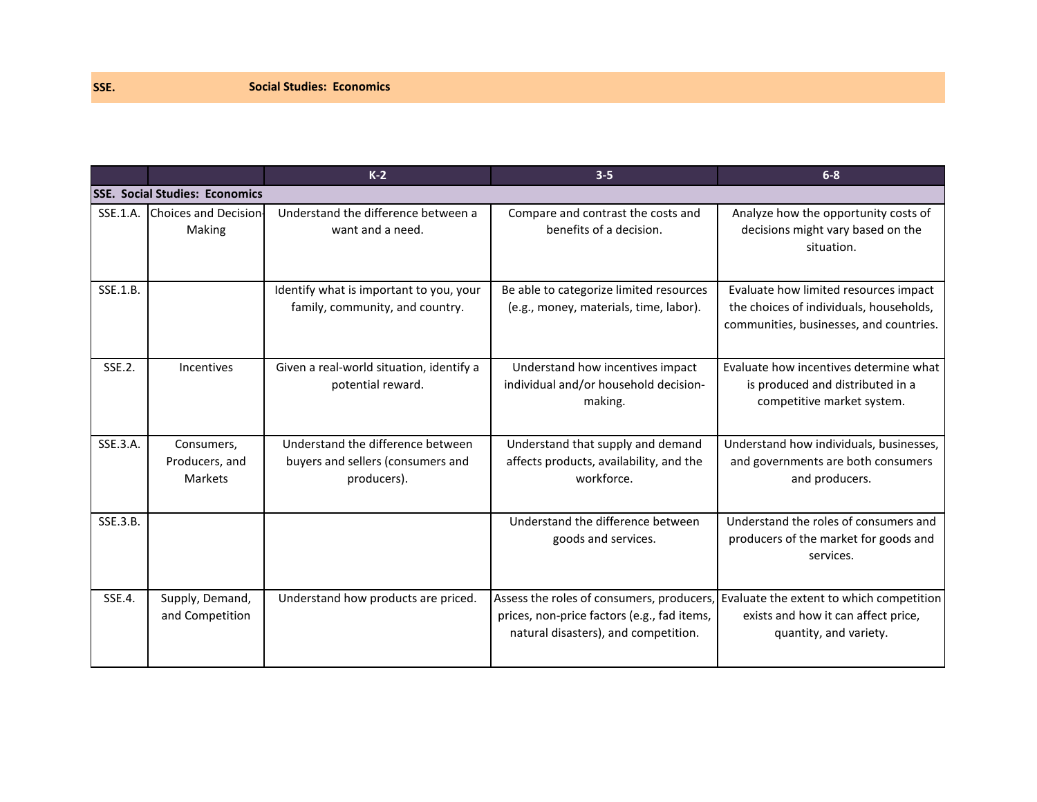**SSE.** **Social Studies: Economics**

| | | K-2 | 3-5 | 6-8 |
|---|---|---|---|---|
| **SSE. Social Studies: Economics** | | | | |
| SSE.1.A. | Choices and Decision-Making | Understand the difference between a want and a need. | Compare and contrast the costs and benefits of a decision. | Analyze how the opportunity costs of decisions might vary based on the situation. |
| SSE.1.B. | | Identify what is important to you, your family, community, and country. | Be able to categorize limited resources (e.g., money, materials, time, labor). | Evaluate how limited resources impact the choices of individuals, households, communities, businesses, and countries. |
| SSE.2. | Incentives | Given a real-world situation, identify a potential reward. | Understand how incentives impact individual and/or household decision-making. | Evaluate how incentives determine what is produced and distributed in a competitive market system. |
| SSE.3.A. | Consumers, Producers, and Markets | Understand the difference between buyers and sellers (consumers and producers). | Understand that supply and demand affects products, availability, and the workforce. | Understand how individuals, businesses, and governments are both consumers and producers. |
| SSE.3.B. | | | Understand the difference between goods and services. | Understand the roles of consumers and producers of the market for goods and services. |
| SSE.4. | Supply, Demand, and Competition | Understand how products are priced. | Assess the roles of consumers, producers, prices, non-price factors (e.g., fad items, natural disasters), and competition. | Evaluate the extent to which competition exists and how it can affect price, quantity, and variety. |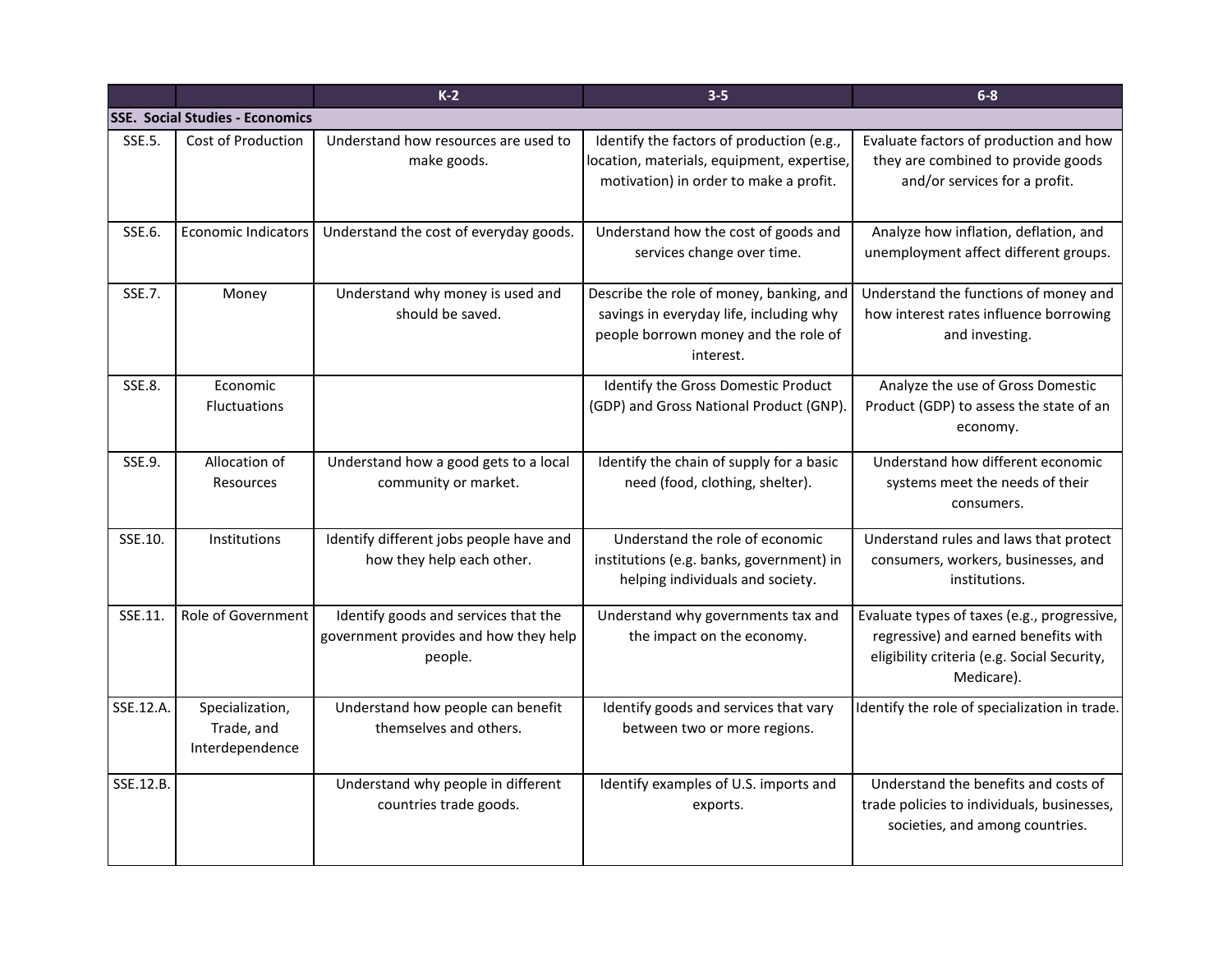| | | K-2 | 3-5 | 6-8 |
|---|---|---|---|---|
| **SSE. Social Studies - Economics** | | | | |
| SSE.5. | Cost of Production | Understand how resources are used to make goods. | Identify the factors of production (e.g., location, materials, equipment, expertise, motivation) in order to make a profit. | Evaluate factors of production and how they are combined to provide goods and/or services for a profit. |
| SSE.6. | Economic Indicators | Understand the cost of everyday goods. | Understand how the cost of goods and services change over time. | Analyze how inflation, deflation, and unemployment affect different groups. |
| SSE.7. | Money | Understand why money is used and should be saved. | Describe the role of money, banking, and savings in everyday life, including why people borrow money and the role of interest. | Understand the functions of money and how interest rates influence borrowing and investing. |
| SSE.8. | Economic Fluctuations | | Identify the Gross Domestic Product (GDP) and Gross National Product (GNP). | Analyze the use of Gross Domestic Product (GDP) to assess the state of an economy. |
| SSE.9. | Allocation of Resources | Understand how a good gets to a local community or market. | Identify the chain of supply for a basic need (food, clothing, shelter). | Understand how different economic systems meet the needs of their consumers. |
| SSE.10. | Institutions | Identify different jobs people have and how they help each other. | Understand the role of economic institutions (e.g. banks, government) in helping individuals and society. | Understand rules and laws that protect consumers, workers, businesses, and institutions. |
| SSE.11. | Role of Government | Identify goods and services that the government provides and how they help people. | Understand why governments tax and the impact on the economy. | Evaluate types of taxes (e.g., progressive, regressive) and earned benefits with eligibility criteria (e.g. Social Security, Medicare). |
| SSE.12.A. | Specialization, Trade, and Interdependence | Understand how people can benefit themselves and others. | Identify goods and services that vary between two or more regions. | Identify the role of specialization in trade. |
| SSE.12.B. | | Understand why people in different countries trade goods. | Identify examples of U.S. imports and exports. | Understand the benefits and costs of trade policies to individuals, businesses, societies, and among countries. |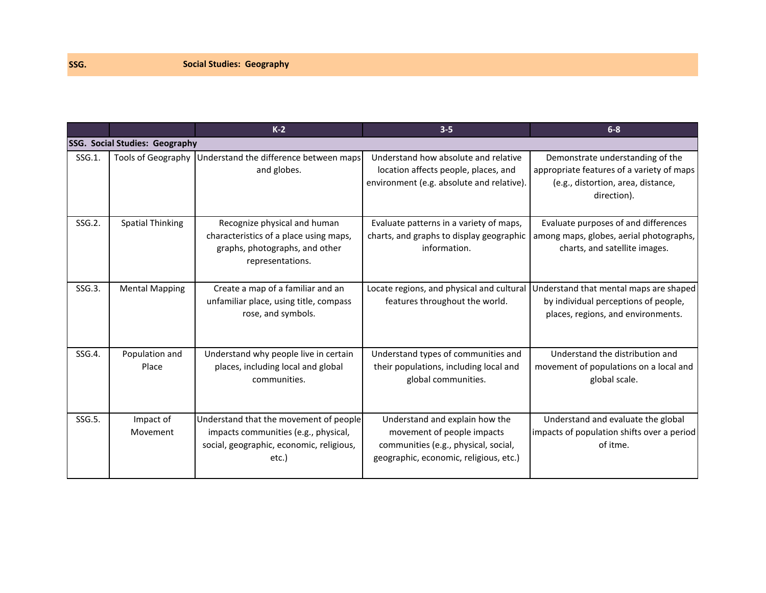**SSG.** **Social Studies: Geography**

| | | K-2 | 3-5 | 6-8 |
|---|---|---|---|---|
| **SSG. Social Studies: Geography** | | | | |
| SSG.1. | Tools of Geography | Understand the difference between maps and globes. | Understand how absolute and relative location affects people, places, and environment (e.g. absolute and relative). | Demonstrate understanding of the appropriate features of a variety of maps (e.g., distortion, area, distance, direction). |
| SSG.2. | Spatial Thinking | Recognize physical and human characteristics of a place using maps, graphs, photographs, and other representations. | Evaluate patterns in a variety of maps, charts, and graphs to display geographic information. | Evaluate purposes of and differences among maps, globes, aerial photographs, charts, and satellite images. |
| SSG.3. | Mental Mapping | Create a map of a familiar and an unfamiliar place, using title, compass rose, and symbols. | Locate regions, and physical and cultural features throughout the world. | Understand that mental maps are shaped by individual perceptions of people, places, regions, and environments. |
| SSG.4. | Population and Place | Understand why people live in certain places, including local and global communities. | Understand types of communities and their populations, including local and global communities. | Understand the distribution and movement of populations on a local and global scale. |
| SSG.5. | Impact of Movement | Understand that the movement of people impacts communities (e.g., physical, social, geographic, economic, religious, etc.) | Understand and explain how the movement of people impacts communities (e.g., physical, social, geographic, economic, religious, etc.) | Understand and evaluate the global impacts of population shifts over a period of itme. |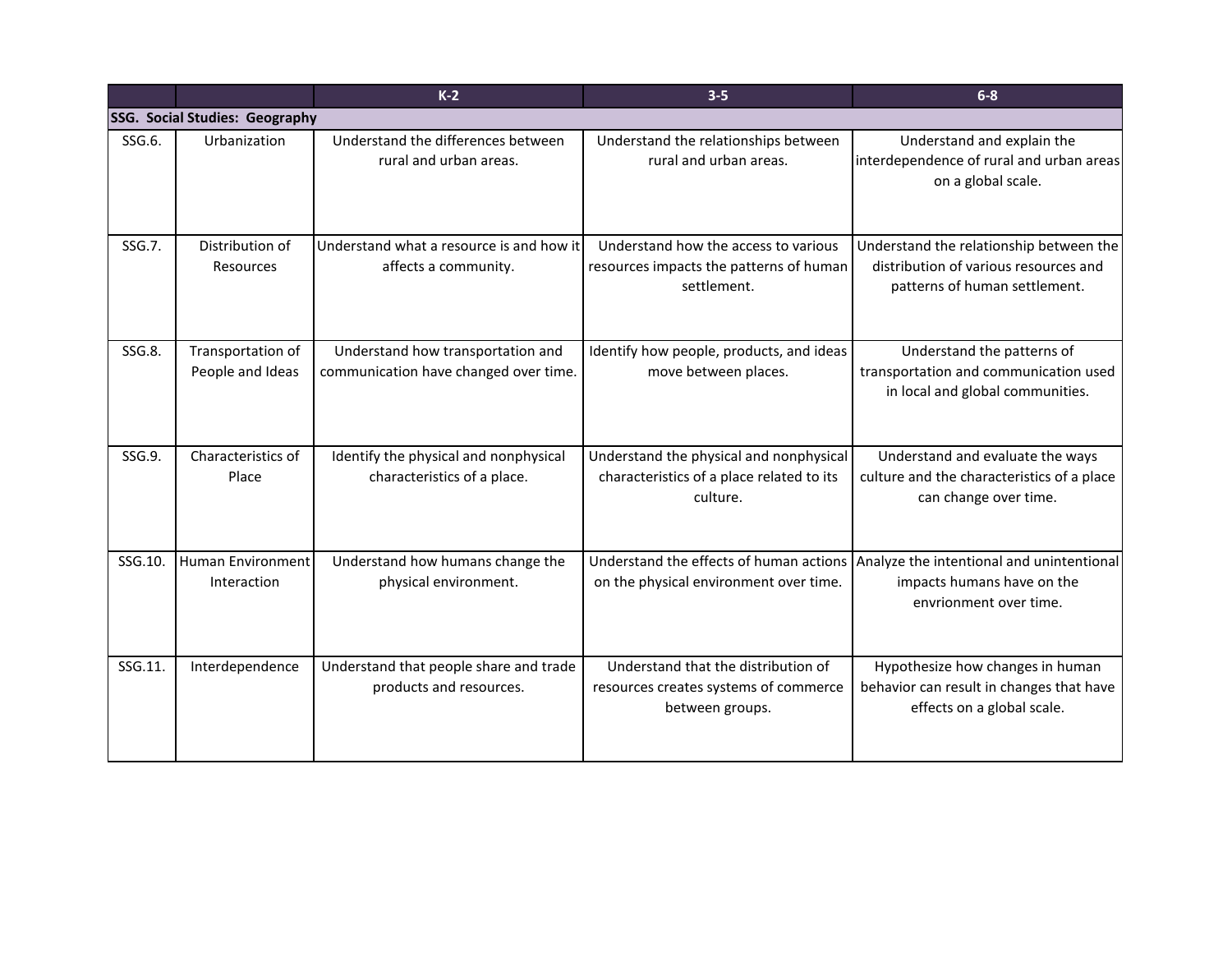| | | K-2 | 3-5 | 6-8 |
|---|---|---|---|---|
| **SSG. Social Studies: Geography** | | | | |
| SSG.6. | Urbanization | Understand the differences between rural and urban areas. | Understand the relationships between rural and urban areas. | Understand and explain the interdependence of rural and urban areas on a global scale. |
| SSG.7. | Distribution of Resources | Understand what a resource is and how it affects a community. | Understand how the access to various resources impacts the patterns of human settlement. | Understand the relationship between the distribution of various resources and patterns of human settlement. |
| SSG.8. | Transportation of People and Ideas | Understand how transportation and communication have changed over time. | Identify how people, products, and ideas move between places. | Understand the patterns of transportation and communication used in local and global communities. |
| SSG.9. | Characteristics of Place | Identify the physical and nonphysical characteristics of a place. | Understand the physical and nonphysical characteristics of a place related to its culture. | Understand and evaluate the ways culture and the characteristics of a place can change over time. |
| SSG.10. | Human Environment Interaction | Understand how humans change the physical environment. | Understand the effects of human actions on the physical environment over time. | Analyze the intentional and unintentional impacts humans have on the envrionment over time. |
| SSG.11. | Interdependence | Understand that people share and trade products and resources. | Understand that the distribution of resources creates systems of commerce between groups. | Hypothesize how changes in human behavior can result in changes that have effects on a global scale. |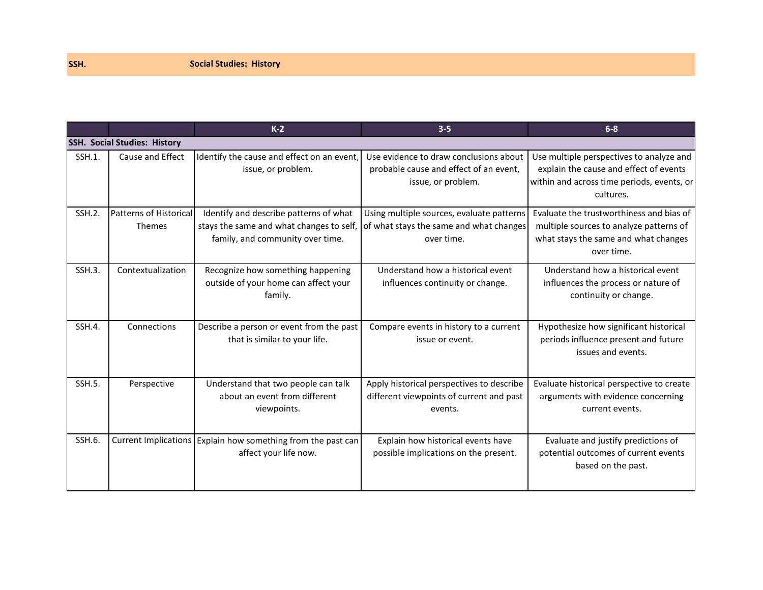**SSH.** **Social Studies: History**

| | | K-2 | 3-5 | 6-8 |
|---|---|---|---|---|
| **SSH. Social Studies: History** | | | | |
| SSH.1. | Cause and Effect | Identify the cause and effect on an event, issue, or problem. | Use evidence to draw conclusions about probable cause and effect of an event, issue, or problem. | Use multiple perspectives to analyze and explain the cause and effect of events within and across time periods, events, or cultures. |
| SSH.2. | Patterns of Historical Themes | Identify and describe patterns of what stays the same and what changes to self, family, and community over time. | Using multiple sources, evaluate patterns of what stays the same and what changes over time. | Evaluate the trustworthiness and bias of multiple sources to analyze patterns of what stays the same and what changes over time. |
| SSH.3. | Contextualization | Recognize how something happening outside of your home can affect your family. | Understand how a historical event influences continuity or change. | Understand how a historical event influences the process or nature of continuity or change. |
| SSH.4. | Connections | Describe a person or event from the past that is similar to your life. | Compare events in history to a current issue or event. | Hypothesize how significant historical periods influence present and future issues and events. |
| SSH.5. | Perspective | Understand that two people can talk about an event from different viewpoints. | Apply historical perspectives to describe different viewpoints of current and past events. | Evaluate historical perspective to create arguments with evidence concerning current events. |
| SSH.6. | Current Implications | Explain how something from the past can affect your life now. | Explain how historical events have possible implications on the present. | Evaluate and justify predictions of potential outcomes of current events based on the past. |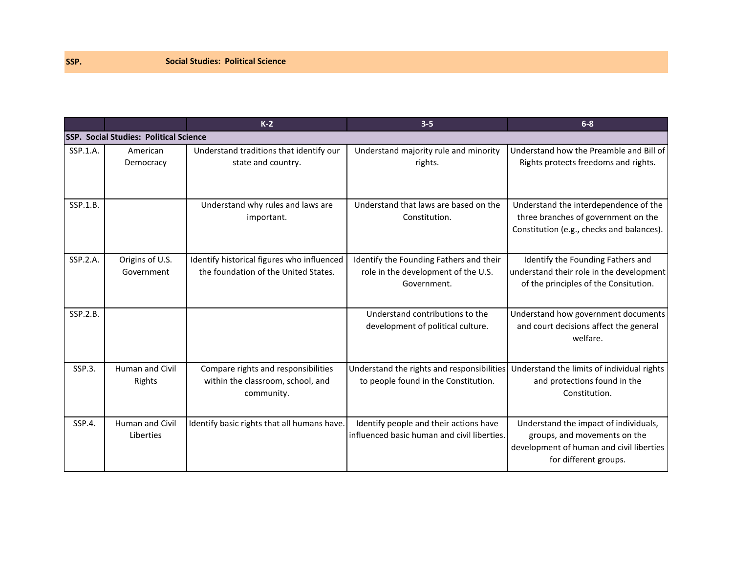**SSP. Social Studies: Political Science**

| | | K-2 | 3-5 | 6-8 |
|---|---|---|---|---|
| **SSP. Social Studies: Political Science** | | | | |
| SSP.1.A. | American Democracy | Understand traditions that identify our state and country. | Understand majority rule and minority rights. | Understand how the Preamble and Bill of Rights protects freedoms and rights. |
| SSP.1.B. | | Understand why rules and laws are important. | Understand that laws are based on the Constitution. | Understand the interdependence of the three branches of government on the Constitution (e.g., checks and balances). |
| SSP.2.A. | Origins of U.S. Government | Identify historical figures who influenced the foundation of the United States. | Identify the Founding Fathers and their role in the development of the U.S. Government. | Identify the Founding Fathers and understand their role in the development of the principles of the Consitution. |
| SSP.2.B. | | | Understand contributions to the development of political culture. | Understand how government documents and court decisions affect the general welfare. |
| SSP.3. | Human and Civil Rights | Compare rights and responsibilities within the classroom, school, and community. | Understand the rights and responsibilities to people found in the Constitution. | Understand the limits of individual rights and protections found in the Constitution. |
| SSP.4. | Human and Civil Liberties | Identify basic rights that all humans have. | Identify people and their actions have influenced basic human and civil liberties. | Understand the impact of individuals, groups, and movements on the development of human and civil liberties for different groups. |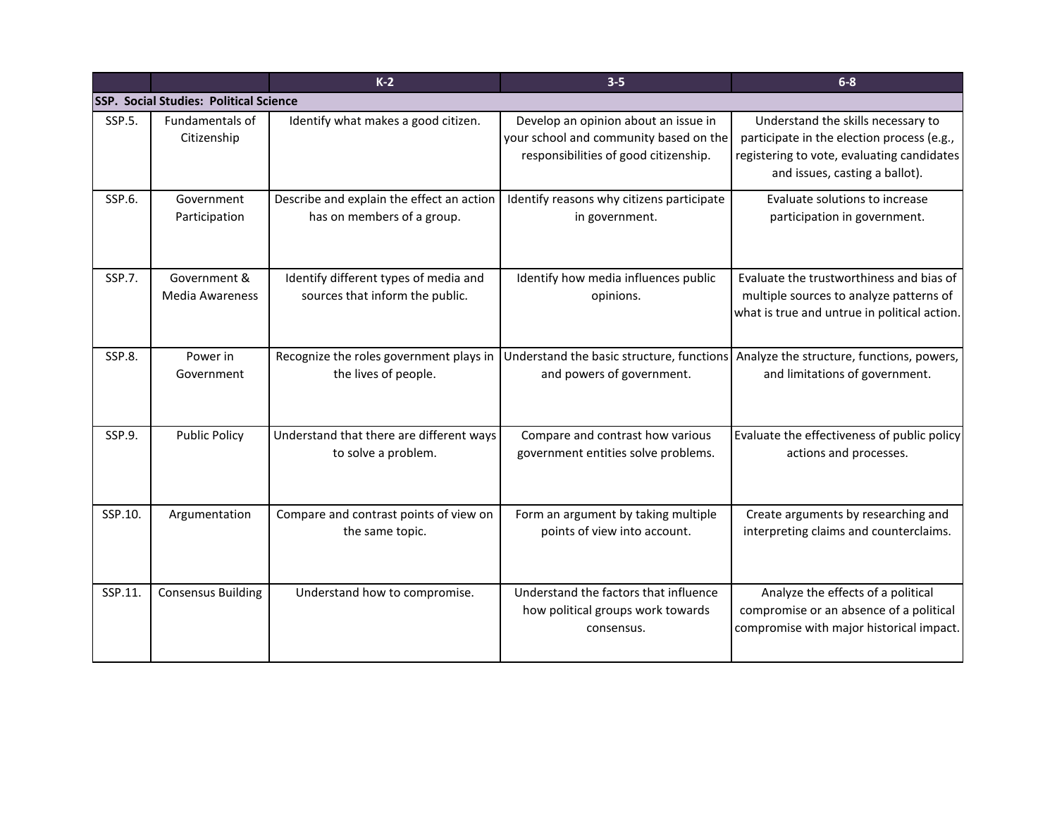| | | K-2 | 3-5 | 6-8 |
|---|---|---|---|---|
| **SSP. Social Studies: Political Science** | | | | |
| SSP.5. | Fundamentals of Citizenship | Identify what makes a good citizen. | Develop an opinion about an issue in your school and community based on the responsibilities of good citizenship. | Understand the skills necessary to participate in the election process (e.g., registering to vote, evaluating candidates and issues, casting a ballot). |
| SSP.6. | Government Participation | Describe and explain the effect an action has on members of a group. | Identify reasons why citizens participate in government. | Evaluate solutions to increase participation in government. |
| SSP.7. | Government & Media Awareness | Identify different types of media and sources that inform the public. | Identify how media influences public opinions. | Evaluate the trustworthiness and bias of multiple sources to analyze patterns of what is true and untrue in political action. |
| SSP.8. | Power in Government | Recognize the roles government plays in the lives of people. | Understand the basic structure, functions and powers of government. | Analyze the structure, functions, powers, and limitations of government. |
| SSP.9. | Public Policy | Understand that there are different ways to solve a problem. | Compare and contrast how various government entities solve problems. | Evaluate the effectiveness of public policy actions and processes. |
| SSP.10. | Argumentation | Compare and contrast points of view on the same topic. | Form an argument by taking multiple points of view into account. | Create arguments by researching and interpreting claims and counterclaims. |
| SSP.11. | Consensus Building | Understand how to compromise. | Understand the factors that influence how political groups work towards consensus. | Analyze the effects of a political compromise or an absence of a political compromise with major historical impact. |